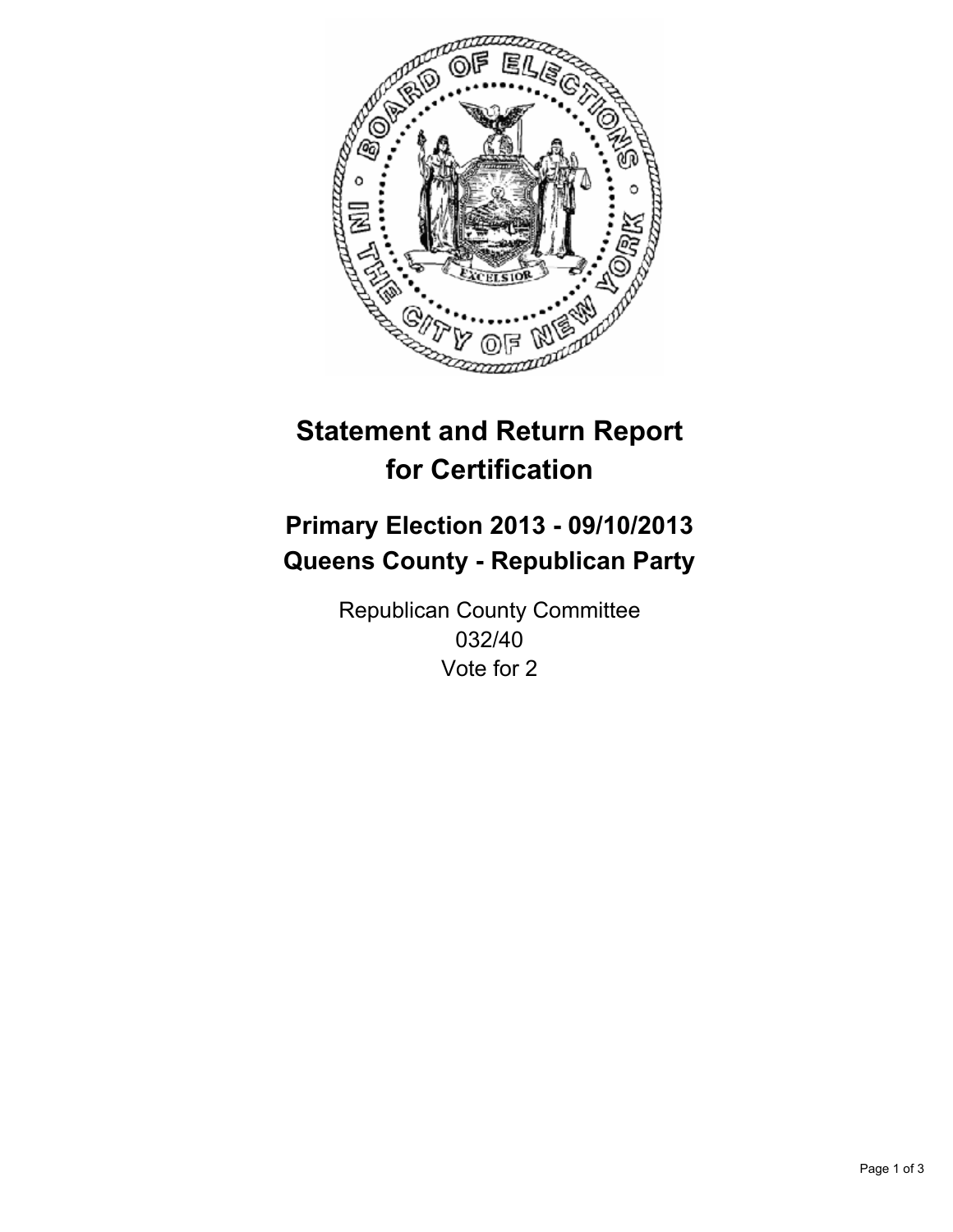# Statement and Return Report for Certification

## Primary Election 2013 - 09/10/2013
## Queens County - Republican Party

Republican County Committee
032/40
Vote for 2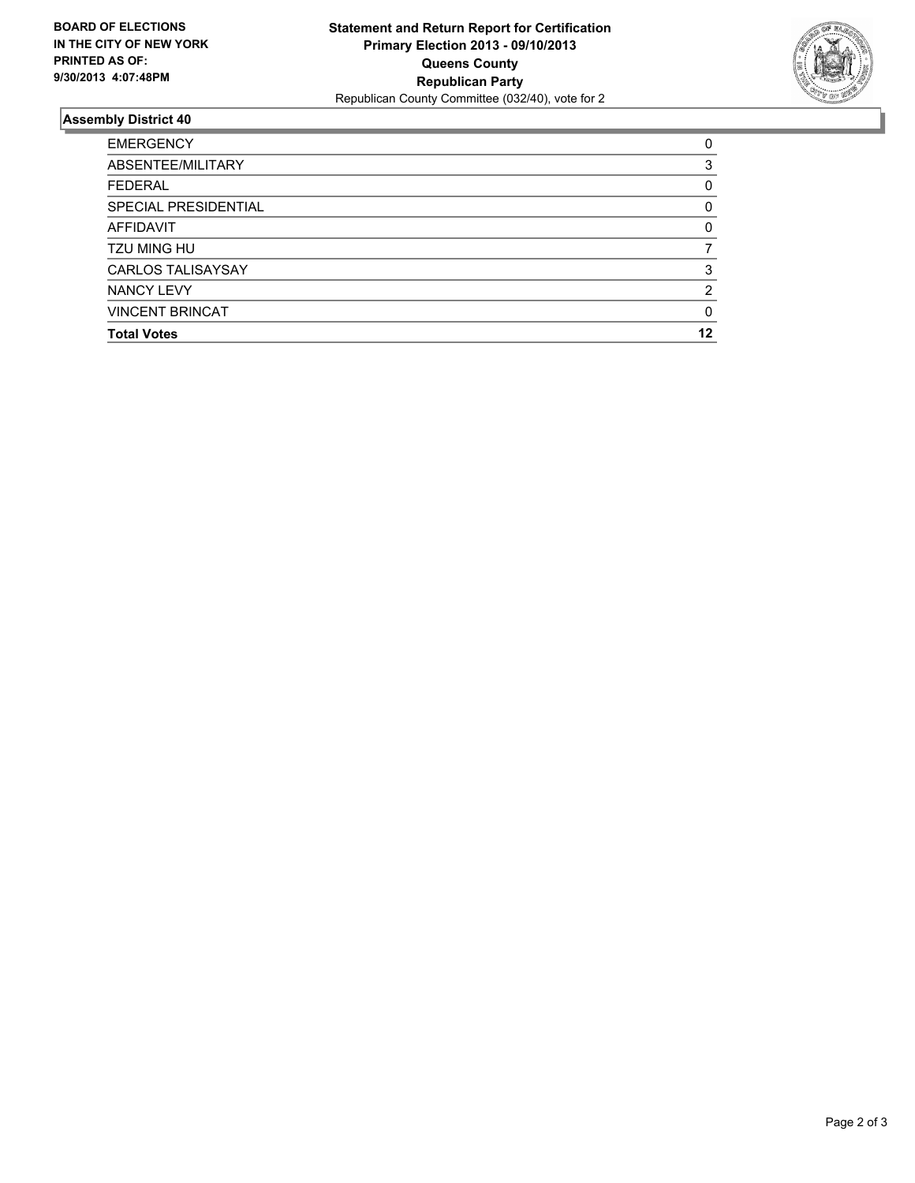**BOARD OF ELECTIONS IN THE CITY OF NEW YORK PRINTED AS OF: 9/30/2013 4:07:48PM**

**Statement and Return Report for Certification**
**Primary Election 2013 - 09/10/2013**
**Queens County**
**Republican Party**
Republican County Committee (032/40), vote for 2

## Assembly District 40

| | |
|---|---|
| EMERGENCY | 0 |
| ABSENTEE/MILITARY | 3 |
| FEDERAL | 0 |
| SPECIAL PRESIDENTIAL | 0 |
| AFFIDAVIT | 0 |
| TZU MING HU | 7 |
| CARLOS TALISAYSAY | 3 |
| NANCY LEVY | 2 |
| VINCENT BRINCAT | 0 |
| **Total Votes** | **12** |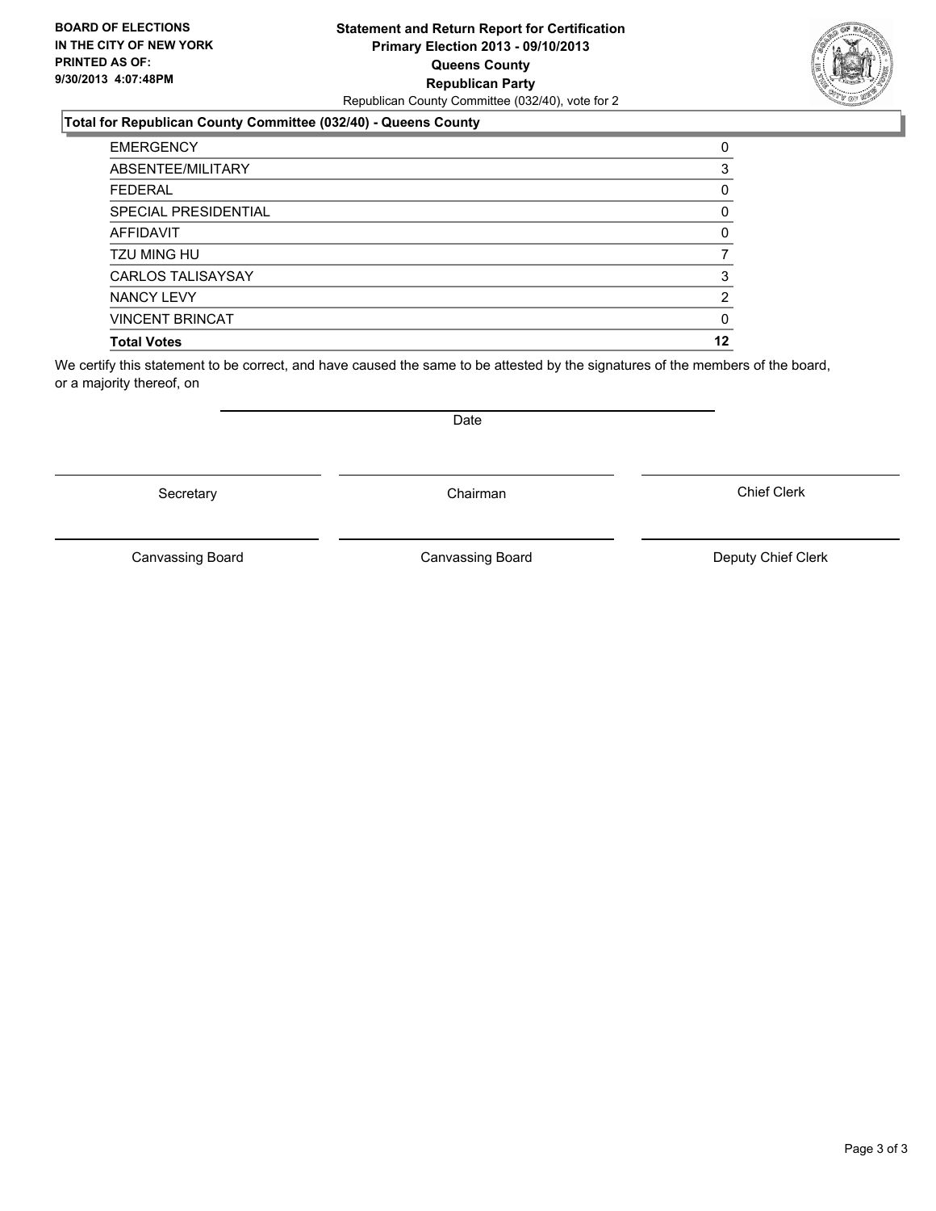**BOARD OF ELECTIONS IN THE CITY OF NEW YORK PRINTED AS OF: 9/30/2013 4:07:48PM**

**Statement and Return Report for Certification**
**Primary Election 2013 - 09/10/2013**
**Queens County**
**Republican Party**
Republican County Committee (032/40), vote for 2

**Total for Republican County Committee (032/40) - Queens County**

| | |
|---|---|
| EMERGENCY | 0 |
| ABSENTEE/MILITARY | 3 |
| FEDERAL | 0 |
| SPECIAL PRESIDENTIAL | 0 |
| AFFIDAVIT | 0 |
| TZU MING HU | 7 |
| CARLOS TALISAYSAY | 3 |
| NANCY LEVY | 2 |
| VINCENT BRINCAT | 0 |
| **Total Votes** | **12** |

We certify this statement to be correct, and have caused the same to be attested by the signatures of the members of the board, or a majority thereof, on

Date

Secretary

Chairman

Chief Clerk

Canvassing Board

Canvassing Board

Deputy Chief Clerk